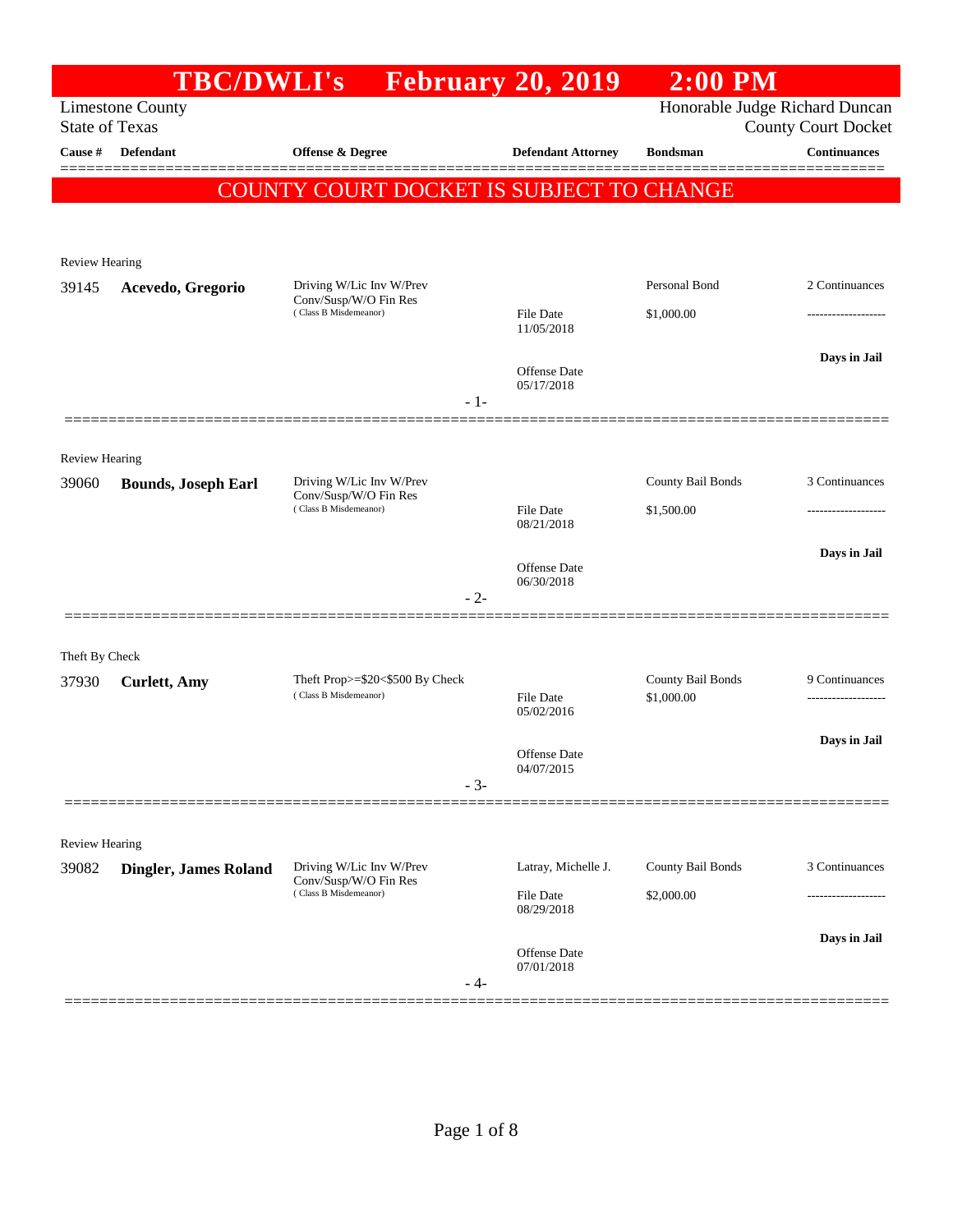# TBC/DWLI's February 20, 2019 2:00 PM

Limestone County
State of Texas

Honorable Judge Richard Duncan
County Court Docket

| Cause # | Defendant | Offense & Degree | Defendant Attorney | Bondsman | Continuances |
|---|---|---|---|---|---|

**COUNTY COURT DOCKET IS SUBJECT TO CHANGE**

---

Review Hearing

| Cause # | Defendant | Offense & Degree | Defendant Attorney | Bondsman | Continuances |
|---|---|---|---|---|---|
| 39145 | **Acevedo, Gregorio** | Driving W/Lic Inv W/Prev Conv/Susp/W/O Fin Res (Class B Misdemeanor) | | Personal Bond | 2 Continuances |
| | | | File Date 11/05/2018 | $1,000.00 | ------------------- |
| | | | Offense Date 05/17/2018 | | **Days in Jail** |

- 1-

---

Review Hearing

| Cause # | Defendant | Offense & Degree | Defendant Attorney | Bondsman | Continuances |
|---|---|---|---|---|---|
| 39060 | **Bounds, Joseph Earl** | Driving W/Lic Inv W/Prev Conv/Susp/W/O Fin Res (Class B Misdemeanor) | | County Bail Bonds | 3 Continuances |
| | | | File Date 08/21/2018 | $1,500.00 | ------------------- |
| | | | Offense Date 06/30/2018 | | **Days in Jail** |

- 2-

---

Theft By Check

| Cause # | Defendant | Offense & Degree | Defendant Attorney | Bondsman | Continuances |
|---|---|---|---|---|---|
| 37930 | **Curlett, Amy** | Theft Prop>=$20<$500 By Check (Class B Misdemeanor) | | County Bail Bonds | 9 Continuances |
| | | | File Date 05/02/2016 | $1,000.00 | ------------------- |
| | | | Offense Date 04/07/2015 | | **Days in Jail** |

- 3-

---

Review Hearing

| Cause # | Defendant | Offense & Degree | Defendant Attorney | Bondsman | Continuances |
|---|---|---|---|---|---|
| 39082 | **Dingler, James Roland** | Driving W/Lic Inv W/Prev Conv/Susp/W/O Fin Res (Class B Misdemeanor) | Latray, Michelle J. | County Bail Bonds | 3 Continuances |
| | | | File Date 08/29/2018 | $2,000.00 | ------------------- |
| | | | Offense Date 07/01/2018 | | **Days in Jail** |

- 4-

---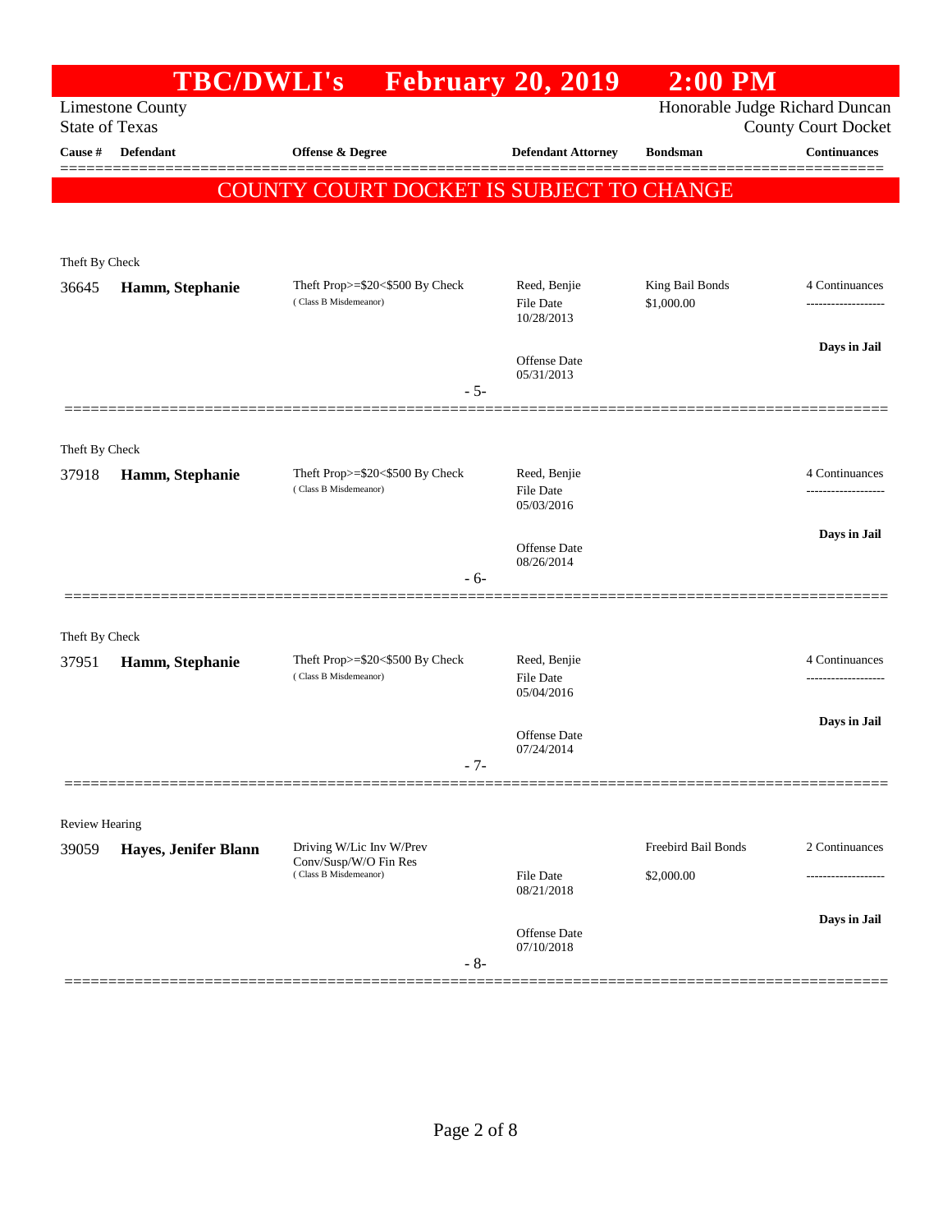# TBC/DWLI's February 20, 2019 2:00 PM

Limestone County
State of Texas

Honorable Judge Richard Duncan
County Court Docket

**COUNTY COURT DOCKET IS SUBJECT TO CHANGE**

| Cause # | Defendant | Offense & Degree | Defendant Attorney | Bondsman | Continuances |
|---|---|---|---|---|---|
| **Theft By Check** | | | | | |
| 36645 | **Hamm, Stephanie** | Theft Prop>=$20<$500 By Check (Class B Misdemeanor) | Reed, Benjie<br>File Date 10/28/2013<br>Offense Date 05/31/2013 | King Bail Bonds<br>$1,000.00 | 4 Continuances<br>**Days in Jail** |
| | | | - 5- | | |
| **Theft By Check** | | | | | |
| 37918 | **Hamm, Stephanie** | Theft Prop>=$20<$500 By Check (Class B Misdemeanor) | Reed, Benjie<br>File Date 05/03/2016<br>Offense Date 08/26/2014 | | 4 Continuances<br>**Days in Jail** |
| | | | - 6- | | |
| **Theft By Check** | | | | | |
| 37951 | **Hamm, Stephanie** | Theft Prop>=$20<$500 By Check (Class B Misdemeanor) | Reed, Benjie<br>File Date 05/04/2016<br>Offense Date 07/24/2014 | | 4 Continuances<br>**Days in Jail** |
| | | | - 7- | | |
| **Review Hearing** | | | | | |
| 39059 | **Hayes, Jenifer Blann** | Driving W/Lic Inv W/Prev Conv/Susp/W/O Fin Res (Class B Misdemeanor) | File Date 08/21/2018<br>Offense Date 07/10/2018 | Freebird Bail Bonds<br>$2,000.00 | 2 Continuances<br>**Days in Jail** |
| | | | - 8- | | |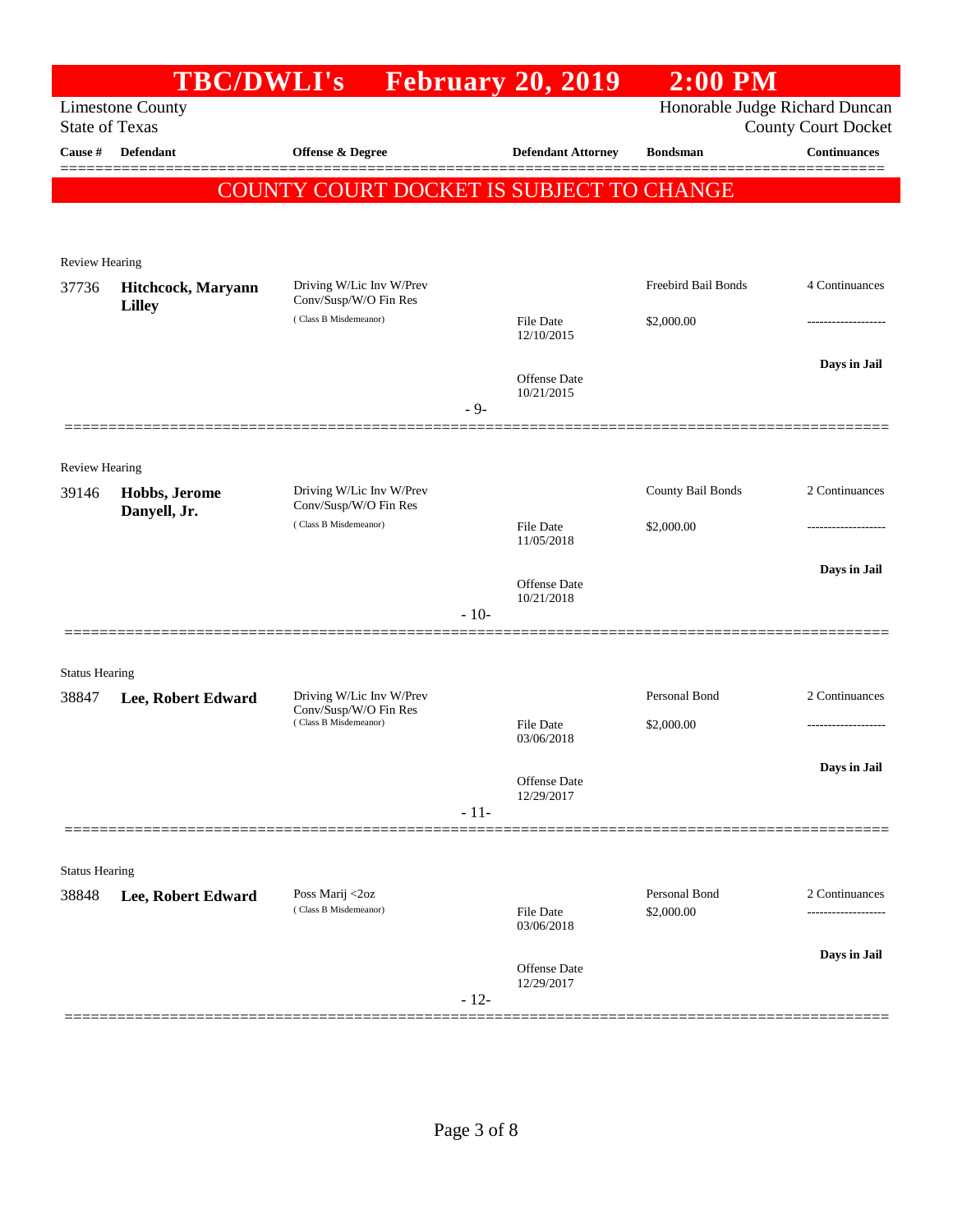# TBC/DWLI's February 20, 2019 2:00 PM

Limestone County
State of Texas

Honorable Judge Richard Duncan
County Court Docket

| Cause # | Defendant | Offense & Degree | Defendant Attorney | Bondsman | Continuances |
|---|---|---|---|---|---|

**COUNTY COURT DOCKET IS SUBJECT TO CHANGE**

Review Hearing

| Cause # | Defendant | Offense & Degree | Defendant Attorney | Bondsman | Continuances |
|---|---|---|---|---|---|
| 37736 | **Hitchcock, Maryann Lilley** | Driving W/Lic Inv W/Prev Conv/Susp/W/O Fin Res (Class B Misdemeanor) | File Date 12/10/2015<br>Offense Date 10/21/2015 | Freebird Bail Bonds<br>$2,000.00 | 4 Continuances<br>-------------------<br>**Days in Jail** |

- 9-

Review Hearing

| Cause # | Defendant | Offense & Degree | Defendant Attorney | Bondsman | Continuances |
|---|---|---|---|---|---|
| 39146 | **Hobbs, Jerome Danyell, Jr.** | Driving W/Lic Inv W/Prev Conv/Susp/W/O Fin Res (Class B Misdemeanor) | File Date 11/05/2018<br>Offense Date 10/21/2018 | County Bail Bonds<br>$2,000.00 | 2 Continuances<br>-------------------<br>**Days in Jail** |

- 10-

Status Hearing

| Cause # | Defendant | Offense & Degree | Defendant Attorney | Bondsman | Continuances |
|---|---|---|---|---|---|
| 38847 | **Lee, Robert Edward** | Driving W/Lic Inv W/Prev Conv/Susp/W/O Fin Res (Class B Misdemeanor) | File Date 03/06/2018<br>Offense Date 12/29/2017 | Personal Bond<br>$2,000.00 | 2 Continuances<br>-------------------<br>**Days in Jail** |

- 11-

Status Hearing

| Cause # | Defendant | Offense & Degree | Defendant Attorney | Bondsman | Continuances |
|---|---|---|---|---|---|
| 38848 | **Lee, Robert Edward** | Poss Marij <2oz (Class B Misdemeanor) | File Date 03/06/2018<br>Offense Date 12/29/2017 | Personal Bond<br>$2,000.00 | 2 Continuances<br>-------------------<br>**Days in Jail** |

- 12-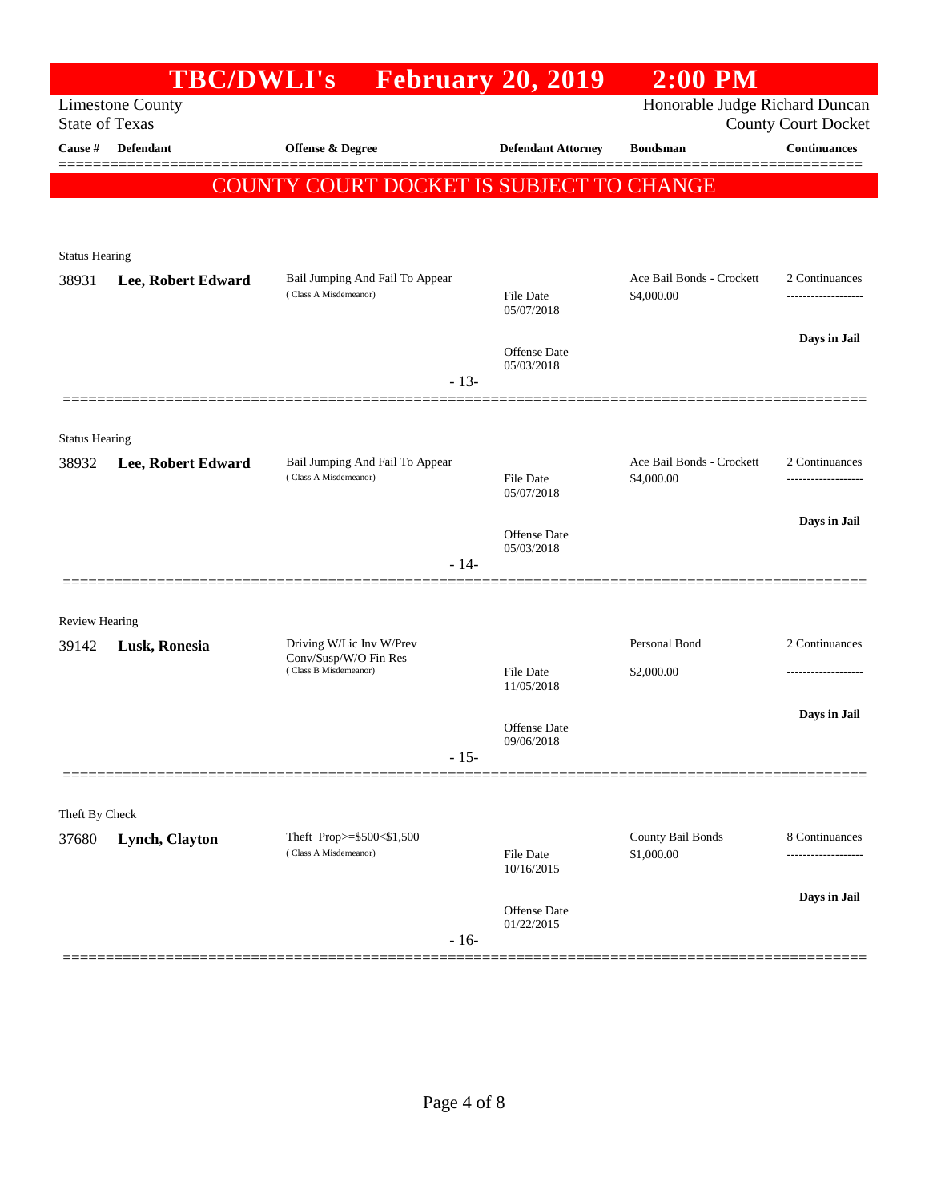# TBC/DWLI's February 20, 2019 2:00 PM

Limestone County
State of Texas

Honorable Judge Richard Duncan
County Court Docket

| Cause # | Defendant | Offense & Degree | Defendant Attorney | Bondsman | Continuances |
|---|---|---|---|---|---|

**COUNTY COURT DOCKET IS SUBJECT TO CHANGE**

---

Status Hearing

| Cause # | Defendant | Offense & Degree | Defendant Attorney | Bondsman | Continuances |
|---|---|---|---|---|---|
| 38931 | **Lee, Robert Edward** | Bail Jumping And Fail To Appear (Class A Misdemeanor) | File Date 05/07/2018<br>Offense Date 05/03/2018 | Ace Bail Bonds - Crockett<br>$4,000.00 | 2 Continuances<br>-------------------<br>**Days in Jail** |

- 13-

---

Status Hearing

| Cause # | Defendant | Offense & Degree | Defendant Attorney | Bondsman | Continuances |
|---|---|---|---|---|---|
| 38932 | **Lee, Robert Edward** | Bail Jumping And Fail To Appear (Class A Misdemeanor) | File Date 05/07/2018<br>Offense Date 05/03/2018 | Ace Bail Bonds - Crockett<br>$4,000.00 | 2 Continuances<br>-------------------<br>**Days in Jail** |

- 14-

---

Review Hearing

| Cause # | Defendant | Offense & Degree | Defendant Attorney | Bondsman | Continuances |
|---|---|---|---|---|---|
| 39142 | **Lusk, Ronesia** | Driving W/Lic Inv W/Prev Conv/Susp/W/O Fin Res (Class B Misdemeanor) | File Date 11/05/2018<br>Offense Date 09/06/2018 | Personal Bond<br>$2,000.00 | 2 Continuances<br>-------------------<br>**Days in Jail** |

- 15-

---

Theft By Check

| Cause # | Defendant | Offense & Degree | Defendant Attorney | Bondsman | Continuances |
|---|---|---|---|---|---|
| 37680 | **Lynch, Clayton** | Theft Prop>=$500<$1,500 (Class A Misdemeanor) | File Date 10/16/2015<br>Offense Date 01/22/2015 | County Bail Bonds<br>$1,000.00 | 8 Continuances<br>-------------------<br>**Days in Jail** |

- 16-

---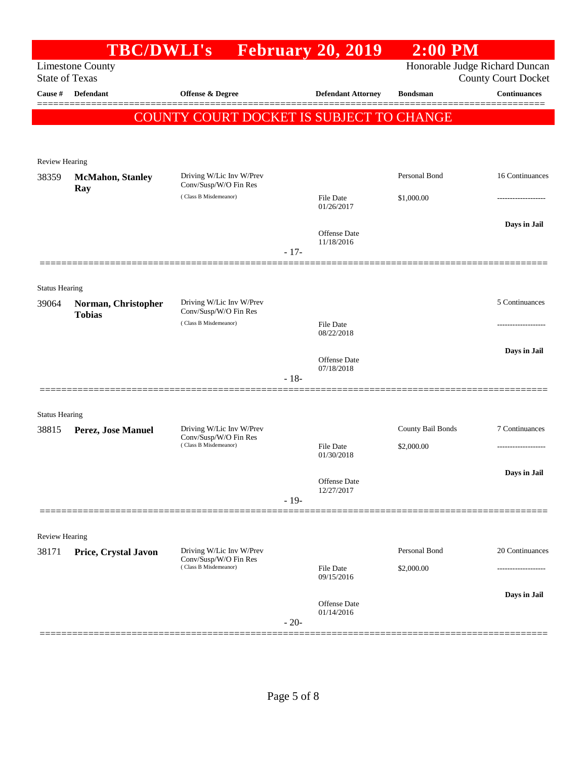# TBC/DWLI's February 20, 2019 2:00 PM

Limestone County
State of Texas

Honorable Judge Richard Duncan
County Court Docket

| Cause # | Defendant | Offense & Degree | Defendant Attorney | Bondsman | Continuances |
|---|---|---|---|---|---|

**COUNTY COURT DOCKET IS SUBJECT TO CHANGE**

---

Review Hearing

| Cause # | Defendant | Offense & Degree | Defendant Attorney | Bondsman | Continuances |
|---|---|---|---|---|---|
| 38359 | **McMahon, Stanley Ray** | Driving W/Lic Inv W/Prev Conv/Susp/W/O Fin Res (Class B Misdemeanor) | File Date 01/26/2017<br>Offense Date 11/18/2016 | Personal Bond<br>$1,000.00 | 16 Continuances<br>-------------------<br>**Days in Jail** |

- 17-

---

Status Hearing

| Cause # | Defendant | Offense & Degree | Defendant Attorney | Bondsman | Continuances |
|---|---|---|---|---|---|
| 39064 | **Norman, Christopher Tobias** | Driving W/Lic Inv W/Prev Conv/Susp/W/O Fin Res (Class B Misdemeanor) | File Date 08/22/2018<br>Offense Date 07/18/2018 | | 5 Continuances<br>-------------------<br>**Days in Jail** |

- 18-

---

Status Hearing

| Cause # | Defendant | Offense & Degree | Defendant Attorney | Bondsman | Continuances |
|---|---|---|---|---|---|
| 38815 | **Perez, Jose Manuel** | Driving W/Lic Inv W/Prev Conv/Susp/W/O Fin Res (Class B Misdemeanor) | File Date 01/30/2018<br>Offense Date 12/27/2017 | County Bail Bonds<br>$2,000.00 | 7 Continuances<br>-------------------<br>**Days in Jail** |

- 19-

---

Review Hearing

| Cause # | Defendant | Offense & Degree | Defendant Attorney | Bondsman | Continuances |
|---|---|---|---|---|---|
| 38171 | **Price, Crystal Javon** | Driving W/Lic Inv W/Prev Conv/Susp/W/O Fin Res (Class B Misdemeanor) | File Date 09/15/2016<br>Offense Date 01/14/2016 | Personal Bond<br>$2,000.00 | 20 Continuances<br>-------------------<br>**Days in Jail** |

- 20-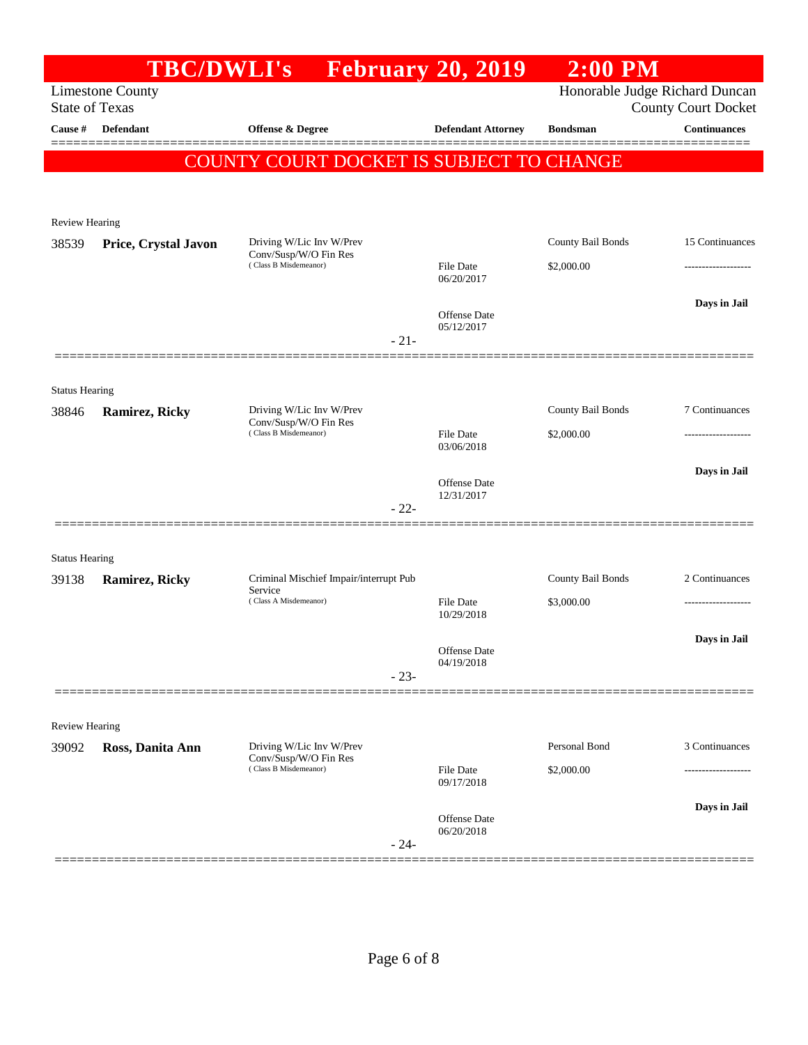# TBC/DWLI's February 20, 2019 2:00 PM

Limestone County
State of Texas

Honorable Judge Richard Duncan
County Court Docket

| Cause # | Defendant | Offense & Degree | Defendant Attorney | Bondsman | Continuances |
|---|---|---|---|---|---|

**COUNTY COURT DOCKET IS SUBJECT TO CHANGE**

Review Hearing

| Cause # | Defendant | Offense & Degree | Defendant Attorney | Bondsman | Continuances |
|---|---|---|---|---|---|
| 38539 | **Price, Crystal Javon** | Driving W/Lic Inv W/Prev Conv/Susp/W/O Fin Res (Class B Misdemeanor) | File Date 06/20/2017 | County Bail Bonds $2,000.00 | 15 Continuances |
| | | | Offense Date 05/12/2017 | | **Days in Jail** |

- 21-

Status Hearing

| Cause # | Defendant | Offense & Degree | Defendant Attorney | Bondsman | Continuances |
|---|---|---|---|---|---|
| 38846 | **Ramirez, Ricky** | Driving W/Lic Inv W/Prev Conv/Susp/W/O Fin Res (Class B Misdemeanor) | File Date 03/06/2018 | County Bail Bonds $2,000.00 | 7 Continuances |
| | | | Offense Date 12/31/2017 | | **Days in Jail** |

- 22-

Status Hearing

| Cause # | Defendant | Offense & Degree | Defendant Attorney | Bondsman | Continuances |
|---|---|---|---|---|---|
| 39138 | **Ramirez, Ricky** | Criminal Mischief Impair/interrupt Pub Service (Class A Misdemeanor) | File Date 10/29/2018 | County Bail Bonds $3,000.00 | 2 Continuances |
| | | | Offense Date 04/19/2018 | | **Days in Jail** |

- 23-

Review Hearing

| Cause # | Defendant | Offense & Degree | Defendant Attorney | Bondsman | Continuances |
|---|---|---|---|---|---|
| 39092 | **Ross, Danita Ann** | Driving W/Lic Inv W/Prev Conv/Susp/W/O Fin Res (Class B Misdemeanor) | File Date 09/17/2018 | Personal Bond $2,000.00 | 3 Continuances |
| | | | Offense Date 06/20/2018 | | **Days in Jail** |

- 24-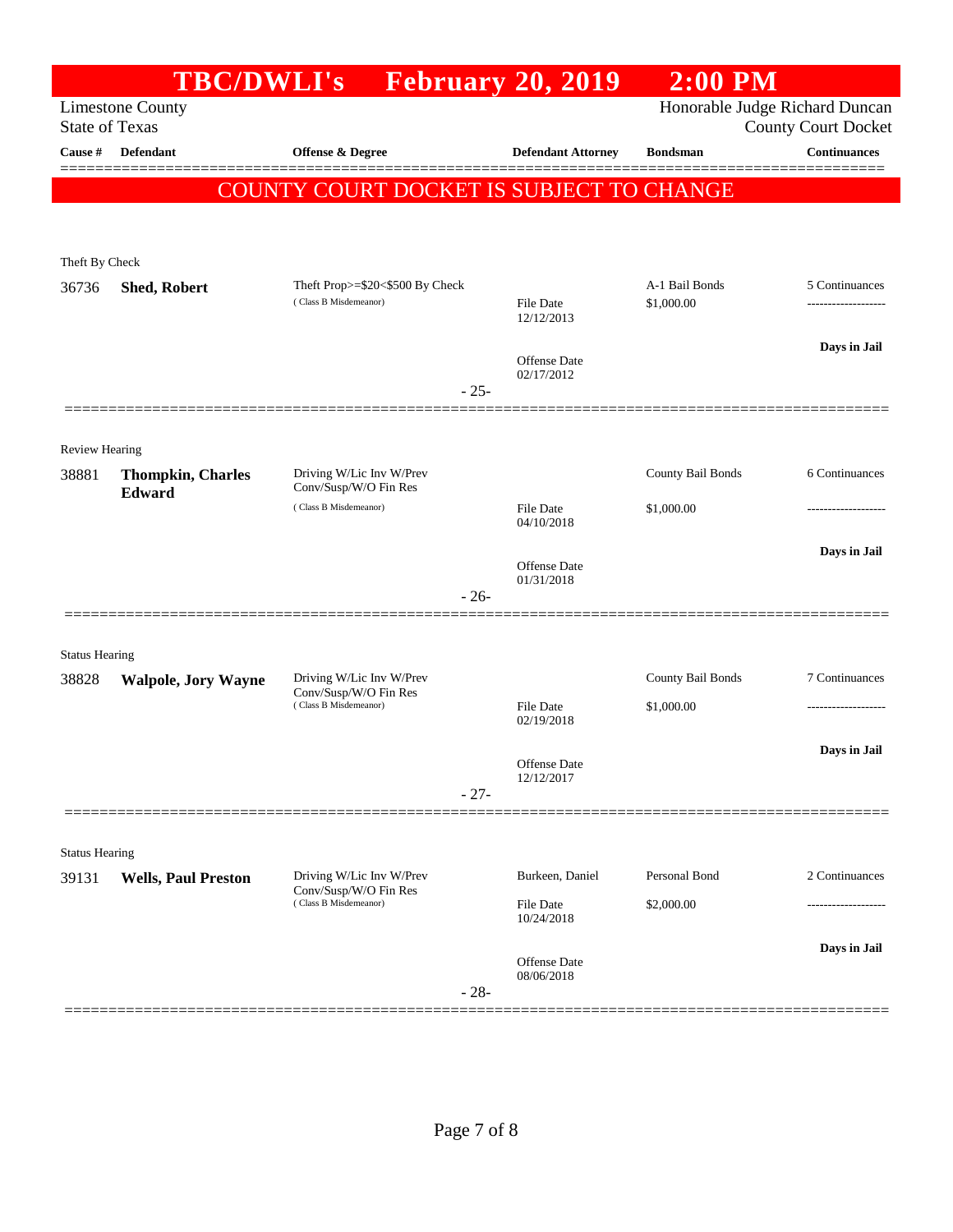# TBC/DWLI's February 20, 2019 2:00 PM

Limestone County
State of Texas

Honorable Judge Richard Duncan
County Court Docket

**COUNTY COURT DOCKET IS SUBJECT TO CHANGE**

| Cause # | Defendant | Offense & Degree | Defendant Attorney | Bondsman | Continuances |
|---|---|---|---|---|---|
| **Theft By Check** | | | | | |
| 36736 | **Shed, Robert** | Theft Prop>=$20<$500 By Check (Class B Misdemeanor) | File Date 12/12/2013<br>Offense Date 02/17/2012 | A-1 Bail Bonds<br>$1,000.00 | 5 Continuances<br>**Days in Jail** |
| | | | - 25- | | |
| **Review Hearing** | | | | | |
| 38881 | **Thompkin, Charles Edward** | Driving W/Lic Inv W/Prev Conv/Susp/W/O Fin Res (Class B Misdemeanor) | File Date 04/10/2018<br>Offense Date 01/31/2018 | County Bail Bonds<br>$1,000.00 | 6 Continuances<br>**Days in Jail** |
| | | | - 26- | | |
| **Status Hearing** | | | | | |
| 38828 | **Walpole, Jory Wayne** | Driving W/Lic Inv W/Prev Conv/Susp/W/O Fin Res (Class B Misdemeanor) | File Date 02/19/2018<br>Offense Date 12/12/2017 | County Bail Bonds<br>$1,000.00 | 7 Continuances<br>**Days in Jail** |
| | | | - 27- | | |
| **Status Hearing** | | | | | |
| 39131 | **Wells, Paul Preston** | Driving W/Lic Inv W/Prev Conv/Susp/W/O Fin Res (Class B Misdemeanor) | Burkeen, Daniel<br>File Date 10/24/2018<br>Offense Date 08/06/2018 | Personal Bond<br>$2,000.00 | 2 Continuances<br>**Days in Jail** |
| | | | - 28- | | |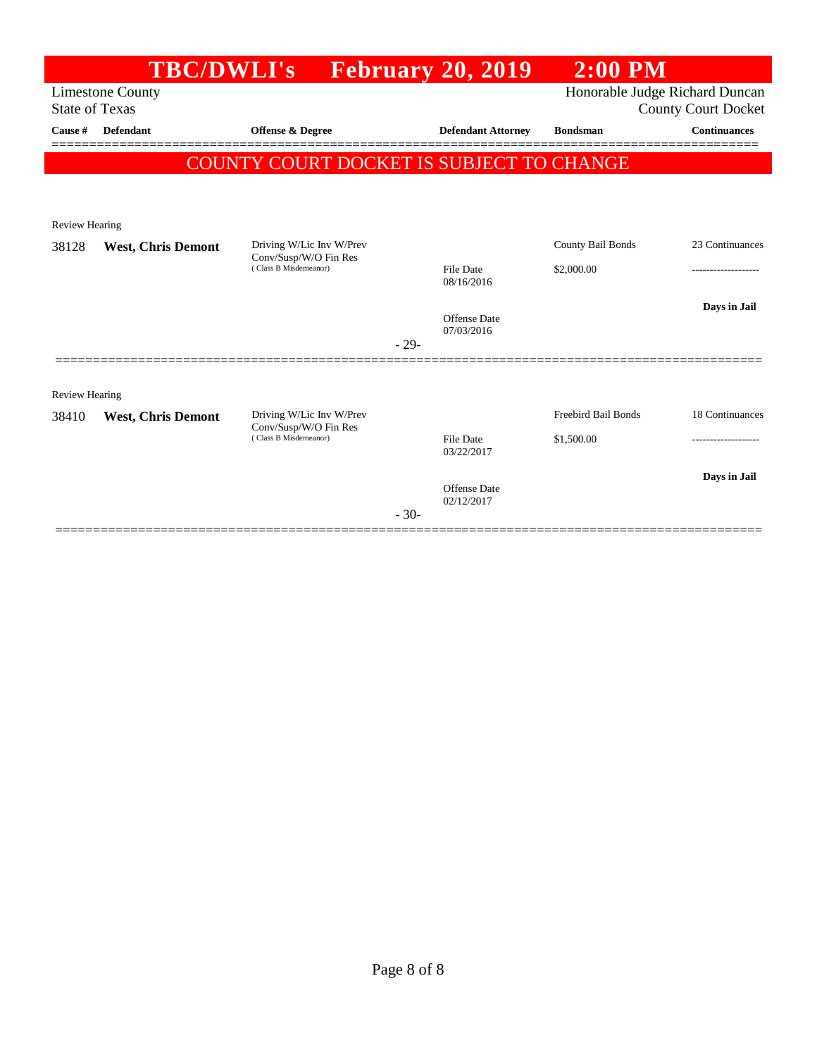# TBC/DWLI's February 20, 2019 2:00 PM

Limestone County
State of Texas

Honorable Judge Richard Duncan
County Court Docket

| Cause # | Defendant | Offense & Degree | Defendant Attorney | Bondsman | Continuances |
|---|---|---|---|---|---|

## COUNTY COURT DOCKET IS SUBJECT TO CHANGE

Review Hearing

| Cause # | Defendant | Offense & Degree | Defendant Attorney | Bondsman | Continuances |
|---|---|---|---|---|---|
| 38128 | **West, Chris Demont** | Driving W/Lic Inv W/Prev Conv/Susp/W/O Fin Res (Class B Misdemeanor) | File Date 08/16/2016 | County Bail Bonds $2,000.00 | 23 Continuances ------------------- |
| | | | Offense Date 07/03/2016 | | **Days in Jail** |

- 29-

Review Hearing

| Cause # | Defendant | Offense & Degree | Defendant Attorney | Bondsman | Continuances |
|---|---|---|---|---|---|
| 38410 | **West, Chris Demont** | Driving W/Lic Inv W/Prev Conv/Susp/W/O Fin Res (Class B Misdemeanor) | File Date 03/22/2017 | Freebird Bail Bonds $1,500.00 | 18 Continuances ------------------- |
| | | | Offense Date 02/12/2017 | | **Days in Jail** |

- 30-